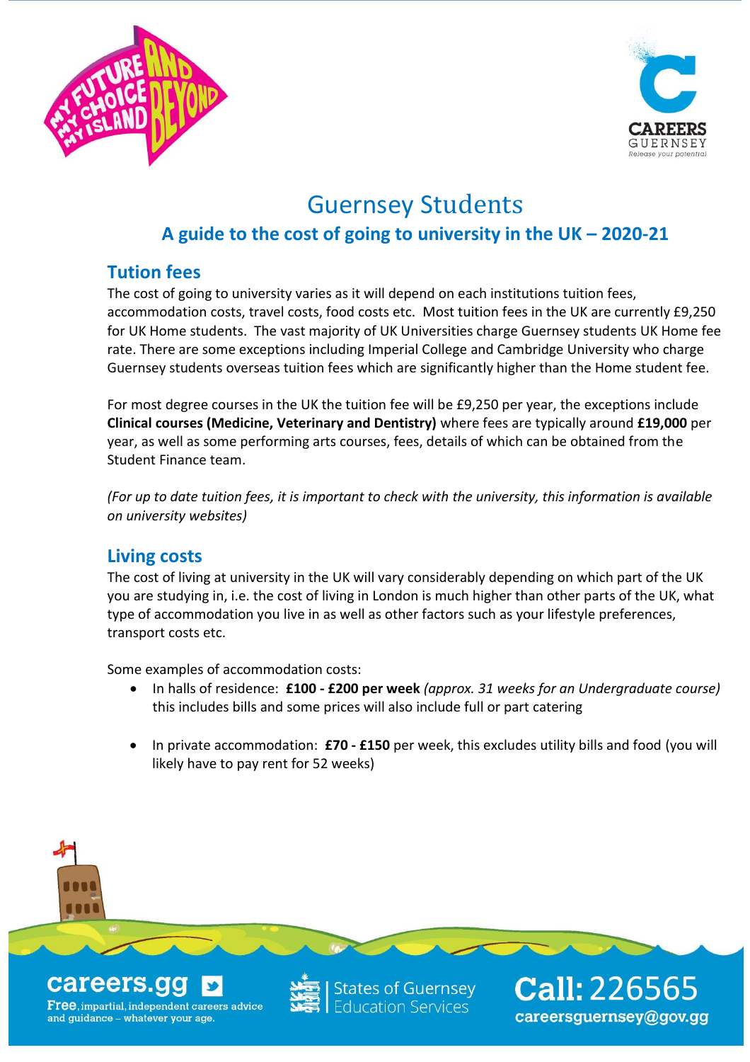# Guernsey Students

## A guide to the cost of going to university in the UK – 2020-21

### Tution fees

The cost of going to university varies as it will depend on each institutions tuition fees, accommodation costs, travel costs, food costs etc. Most tuition fees in the UK are currently £9,250 for UK Home students. The vast majority of UK Universities charge Guernsey students UK Home fee rate. There are some exceptions including Imperial College and Cambridge University who charge Guernsey students overseas tuition fees which are significantly higher than the Home student fee.

For most degree courses in the UK the tuition fee will be £9,250 per year, the exceptions include **Clinical courses (Medicine, Veterinary and Dentistry)** where fees are typically around **£19,000** per year, as well as some performing arts courses, fees, details of which can be obtained from the Student Finance team.

*(For up to date tuition fees, it is important to check with the university, this information is available on university websites)*

### Living costs

The cost of living at university in the UK will vary considerably depending on which part of the UK you are studying in, i.e. the cost of living in London is much higher than other parts of the UK, what type of accommodation you live in as well as other factors such as your lifestyle preferences, transport costs etc.

Some examples of accommodation costs:

- In halls of residence: **£100 - £200 per week** *(approx. 31 weeks for an Undergraduate course)* this includes bills and some prices will also include full or part catering
- In private accommodation: **£70 - £150** per week, this excludes utility bills and food (you will likely have to pay rent for 52 weeks)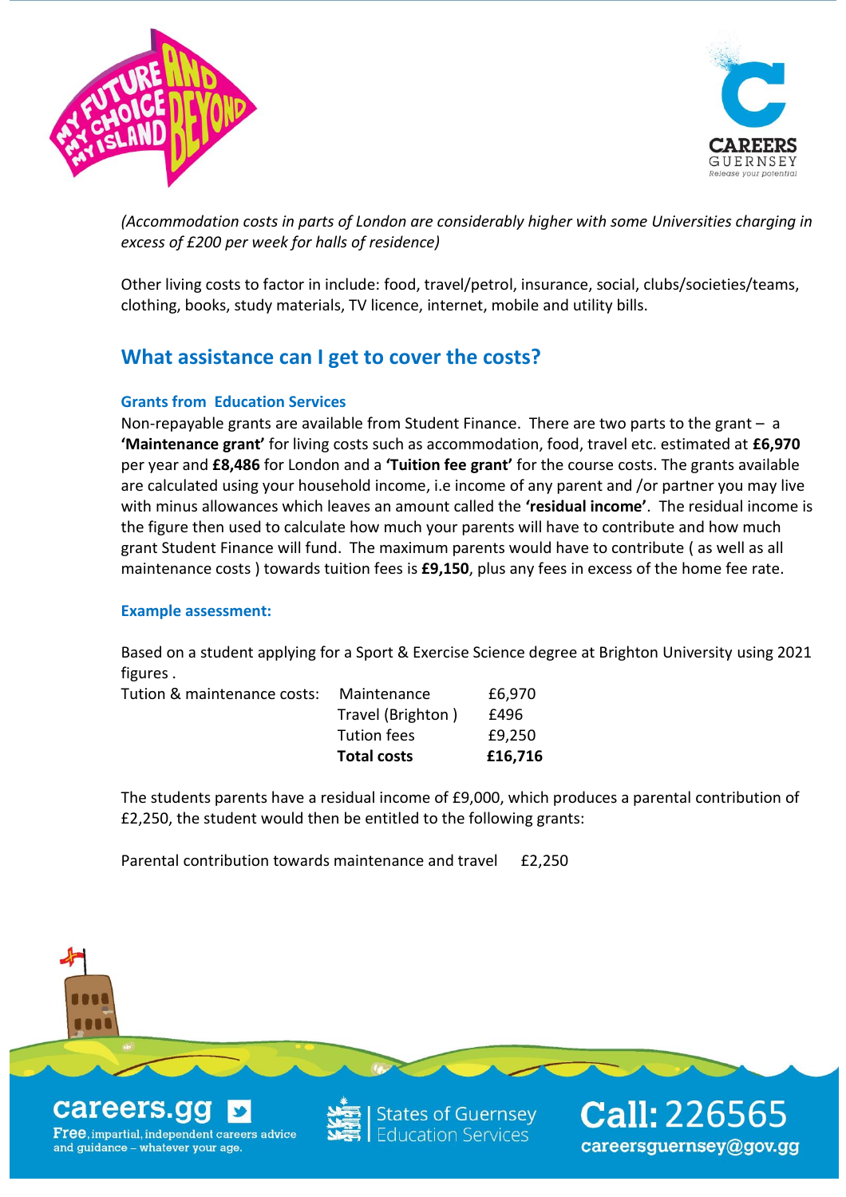*(Accommodation costs in parts of London are considerably higher with some Universities charging in excess of £200 per week for halls of residence)*

Other living costs to factor in include: food, travel/petrol, insurance, social, clubs/societies/teams, clothing, books, study materials, TV licence, internet, mobile and utility bills.

## What assistance can I get to cover the costs?

### Grants from Education Services

Non-repayable grants are available from Student Finance. There are two parts to the grant – a **'Maintenance grant'** for living costs such as accommodation, food, travel etc. estimated at **£6,970** per year and **£8,486** for London and a **'Tuition fee grant'** for the course costs. The grants available are calculated using your household income, i.e income of any parent and /or partner you may live with minus allowances which leaves an amount called the **'residual income'**. The residual income is the figure then used to calculate how much your parents will have to contribute and how much grant Student Finance will fund. The maximum parents would have to contribute ( as well as all maintenance costs ) towards tuition fees is **£9,150**, plus any fees in excess of the home fee rate.

### Example assessment:

Based on a student applying for a Sport & Exercise Science degree at Brighton University using 2021 figures .

| Tution & maintenance costs: | Maintenance | £6,970 |
|---|---|---|
| | Travel (Brighton ) | £496 |
| | Tuition fees | £9,250 |
| | **Total costs** | **£16,716** |

The students parents have a residual income of £9,000, which produces a parental contribution of £2,250, the student would then be entitled to the following grants:

Parental contribution towards maintenance and travel £2,250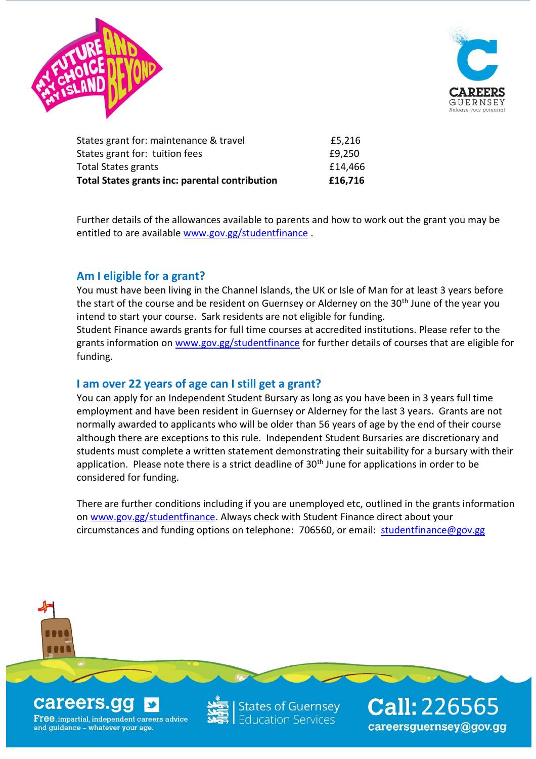| | |
|---|---|
| States grant for: maintenance & travel | £5,216 |
| States grant for: tuition fees | £9,250 |
| Total States grants | £14,466 |
| **Total States grants inc: parental contribution** | **£16,716** |

Further details of the allowances available to parents and how to work out the grant you may be entitled to are available www.gov.gg/studentfinance .

## Am I eligible for a grant?

You must have been living in the Channel Islands, the UK or Isle of Man for at least 3 years before the start of the course and be resident on Guernsey or Alderney on the 30th June of the year you intend to start your course. Sark residents are not eligible for funding.

Student Finance awards grants for full time courses at accredited institutions. Please refer to the grants information on www.gov.gg/studentfinance for further details of courses that are eligible for funding.

## I am over 22 years of age can I still get a grant?

You can apply for an Independent Student Bursary as long as you have been in 3 years full time employment and have been resident in Guernsey or Alderney for the last 3 years. Grants are not normally awarded to applicants who will be older than 56 years of age by the end of their course although there are exceptions to this rule. Independent Student Bursaries are discretionary and students must complete a written statement demonstrating their suitability for a bursary with their application. Please note there is a strict deadline of 30th June for applications in order to be considered for funding.

There are further conditions including if you are unemployed etc, outlined in the grants information on www.gov.gg/studentfinance. Always check with Student Finance direct about your circumstances and funding options on telephone: 706560, or email: studentfinance@gov.gg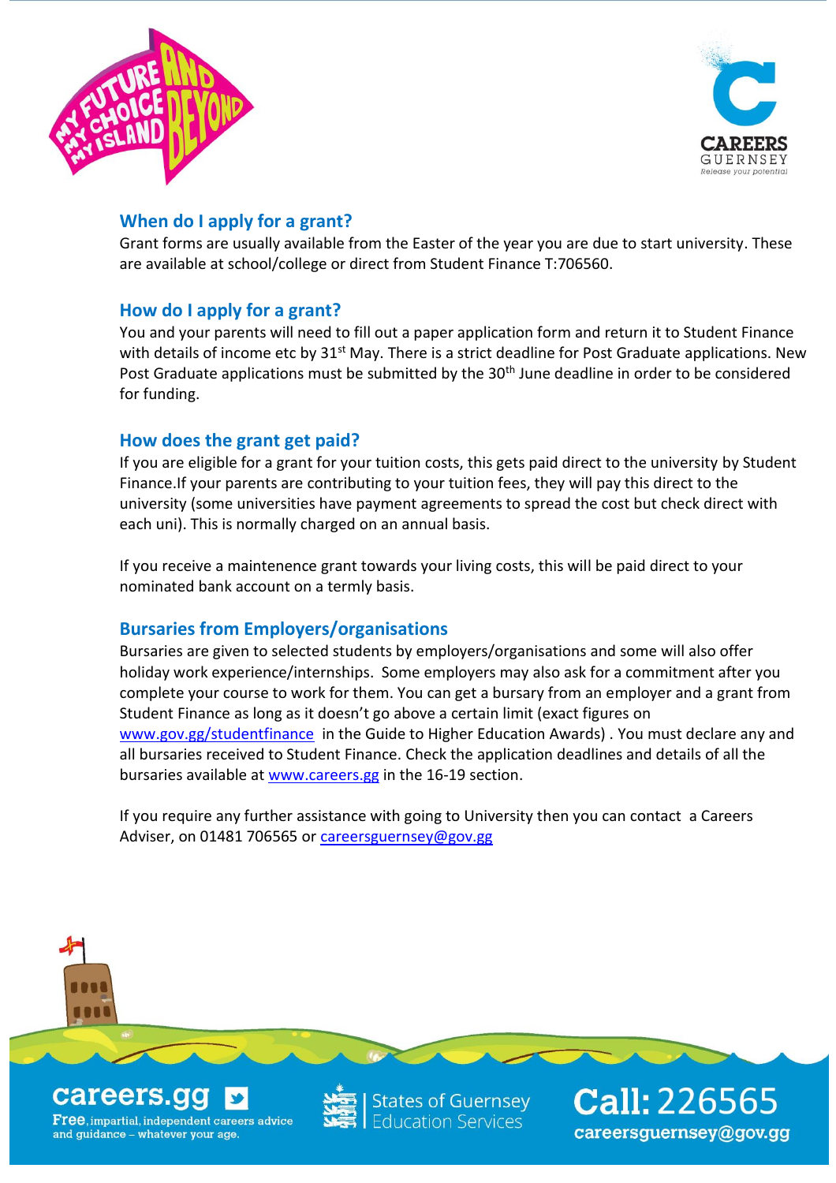## When do I apply for a grant?

Grant forms are usually available from the Easter of the year you are due to start university. These are available at school/college or direct from Student Finance T:706560.

## How do I apply for a grant?

You and your parents will need to fill out a paper application form and return it to Student Finance with details of income etc by 31st May. There is a strict deadline for Post Graduate applications. New Post Graduate applications must be submitted by the 30th June deadline in order to be considered for funding.

## How does the grant get paid?

If you are eligible for a grant for your tuition costs, this gets paid direct to the university by Student Finance.If your parents are contributing to your tuition fees, they will pay this direct to the university (some universities have payment agreements to spread the cost but check direct with each uni). This is normally charged on an annual basis.

If you receive a maintenence grant towards your living costs, this will be paid direct to your nominated bank account on a termly basis.

## Bursaries from Employers/organisations

Bursaries are given to selected students by employers/organisations and some will also offer holiday work experience/internships. Some employers may also ask for a commitment after you complete your course to work for them. You can get a bursary from an employer and a grant from Student Finance as long as it doesn't go above a certain limit (exact figures on www.gov.gg/studentfinance in the Guide to Higher Education Awards) . You must declare any and all bursaries received to Student Finance. Check the application deadlines and details of all the bursaries available at www.careers.gg in the 16-19 section.

If you require any further assistance with going to University then you can contact a Careers Adviser, on 01481 706565 or careersguernsey@gov.gg

careers.gg

**Free**, impartial, independent careers advice and guidance – whatever your age.

States of Guernsey Education Services

**Call: 226565**

careersguernsey@gov.gg